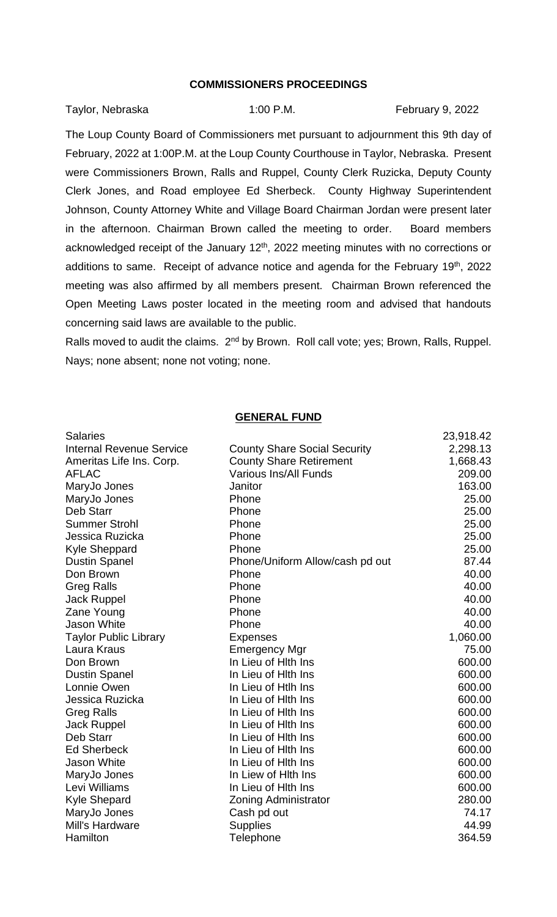# COMMISSIONERS PROCEEDINGS

Taylor, Nebraska 1:00 P.M. February 9, 2022

The Loup County Board of Commissioners met pursuant to adjournment this 9th day of February, 2022 at 1:00P.M. at the Loup County Courthouse in Taylor, Nebraska. Present were Commissioners Brown, Ralls and Ruppel, County Clerk Ruzicka, Deputy County Clerk Jones, and Road employee Ed Sherbeck. County Highway Superintendent Johnson, County Attorney White and Village Board Chairman Jordan were present later in the afternoon. Chairman Brown called the meeting to order. Board members acknowledged receipt of the January 12th, 2022 meeting minutes with no corrections or additions to same. Receipt of advance notice and agenda for the February 19th, 2022 meeting was also affirmed by all members present. Chairman Brown referenced the Open Meeting Laws poster located in the meeting room and advised that handouts concerning said laws are available to the public.

Ralls moved to audit the claims. 2nd by Brown. Roll call vote; yes; Brown, Ralls, Ruppel. Nays; none absent; none not voting; none.

## GENERAL FUND

| | | |
|---|---|---|
| Salaries | | 23,918.42 |
| Internal Revenue Service | County Share Social Security | 2,298.13 |
| Ameritas Life Ins. Corp. | County Share Retirement | 1,668.43 |
| AFLAC | Various Ins/All Funds | 209.00 |
| MaryJo Jones | Janitor | 163.00 |
| MaryJo Jones | Phone | 25.00 |
| Deb Starr | Phone | 25.00 |
| Summer Strohl | Phone | 25.00 |
| Jessica Ruzicka | Phone | 25.00 |
| Kyle Sheppard | Phone | 25.00 |
| Dustin Spanel | Phone/Uniform Allow/cash pd out | 87.44 |
| Don Brown | Phone | 40.00 |
| Greg Ralls | Phone | 40.00 |
| Jack Ruppel | Phone | 40.00 |
| Zane Young | Phone | 40.00 |
| Jason White | Phone | 40.00 |
| Taylor Public Library | Expenses | 1,060.00 |
| Laura Kraus | Emergency Mgr | 75.00 |
| Don Brown | In Lieu of Hlth Ins | 600.00 |
| Dustin Spanel | In Lieu of Hlth Ins | 600.00 |
| Lonnie Owen | In Lieu of Htlh Ins | 600.00 |
| Jessica Ruzicka | In Lieu of Hlth Ins | 600.00 |
| Greg Ralls | In Lieu of Hlth Ins | 600.00 |
| Jack Ruppel | In Lieu of Hlth Ins | 600.00 |
| Deb Starr | In Lieu of Hlth Ins | 600.00 |
| Ed Sherbeck | In Lieu of Hlth Ins | 600.00 |
| Jason White | In Lieu of Hlth Ins | 600.00 |
| MaryJo Jones | In Liew of Hlth Ins | 600.00 |
| Levi Williams | In Lieu of Hlth Ins | 600.00 |
| Kyle Shepard | Zoning Administrator | 280.00 |
| MaryJo Jones | Cash pd out | 74.17 |
| Mill's Hardware | Supplies | 44.99 |
| Hamilton | Telephone | 364.59 |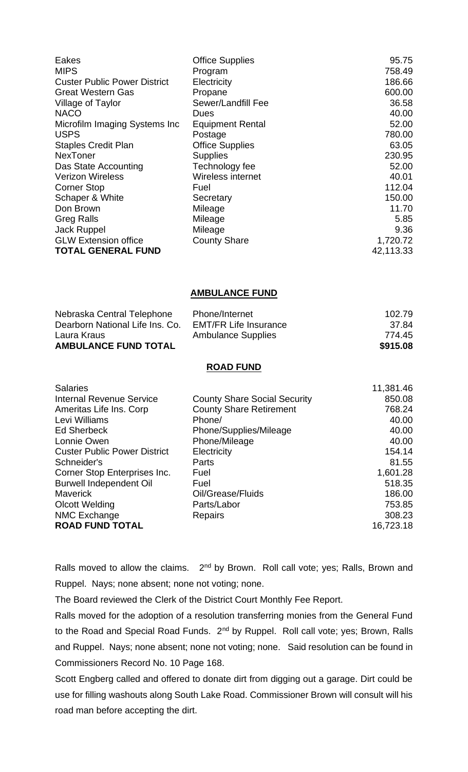| | | |
|---|---|---|
| Eakes | Office Supplies | 95.75 |
| MIPS | Program | 758.49 |
| Custer Public Power District | Electricity | 186.66 |
| Great Western Gas | Propane | 600.00 |
| Village of Taylor | Sewer/Landfill Fee | 36.58 |
| NACO | Dues | 40.00 |
| Microfilm Imaging Systems Inc | Equipment Rental | 52.00 |
| USPS | Postage | 780.00 |
| Staples Credit Plan | Office Supplies | 63.05 |
| NexToner | Supplies | 230.95 |
| Das State Accounting | Technology fee | 52.00 |
| Verizon Wireless | Wireless internet | 40.01 |
| Corner Stop | Fuel | 112.04 |
| Schaper & White | Secretary | 150.00 |
| Don Brown | Mileage | 11.70 |
| Greg Ralls | Mileage | 5.85 |
| Jack Ruppel | Mileage | 9.36 |
| GLW Extension office | County Share | 1,720.72 |
| **TOTAL GENERAL FUND** | | 42,113.33 |

**AMBULANCE FUND**

| | | |
|---|---|---|
| Nebraska Central Telephone | Phone/Internet | 102.79 |
| Dearborn National Life Ins. Co. | EMT/FR Life Insurance | 37.84 |
| Laura Kraus | Ambulance Supplies | 774.45 |
| **AMBULANCE FUND TOTAL** | | **$915.08** |

**ROAD FUND**

| | | |
|---|---|---|
| Salaries | | 11,381.46 |
| Internal Revenue Service | County Share Social Security | 850.08 |
| Ameritas Life Ins. Corp | County Share Retirement | 768.24 |
| Levi Williams | Phone/ | 40.00 |
| Ed Sherbeck | Phone/Supplies/Mileage | 40.00 |
| Lonnie Owen | Phone/Mileage | 40.00 |
| Custer Public Power District | Electricity | 154.14 |
| Schneider's | Parts | 81.55 |
| Corner Stop Enterprises Inc. | Fuel | 1,601.28 |
| Burwell Independent Oil | Fuel | 518.35 |
| Maverick | Oil/Grease/Fluids | 186.00 |
| Olcott Welding | Parts/Labor | 753.85 |
| NMC Exchange | Repairs | 308.23 |
| **ROAD FUND TOTAL** | | 16,723.18 |

Ralls moved to allow the claims. 2nd by Brown. Roll call vote; yes; Ralls, Brown and Ruppel. Nays; none absent; none not voting; none.

The Board reviewed the Clerk of the District Court Monthly Fee Report.

Ralls moved for the adoption of a resolution transferring monies from the General Fund to the Road and Special Road Funds. 2nd by Ruppel. Roll call vote; yes; Brown, Ralls and Ruppel. Nays; none absent; none not voting; none. Said resolution can be found in Commissioners Record No. 10 Page 168.

Scott Engberg called and offered to donate dirt from digging out a garage. Dirt could be use for filling washouts along South Lake Road. Commissioner Brown will consult will his road man before accepting the dirt.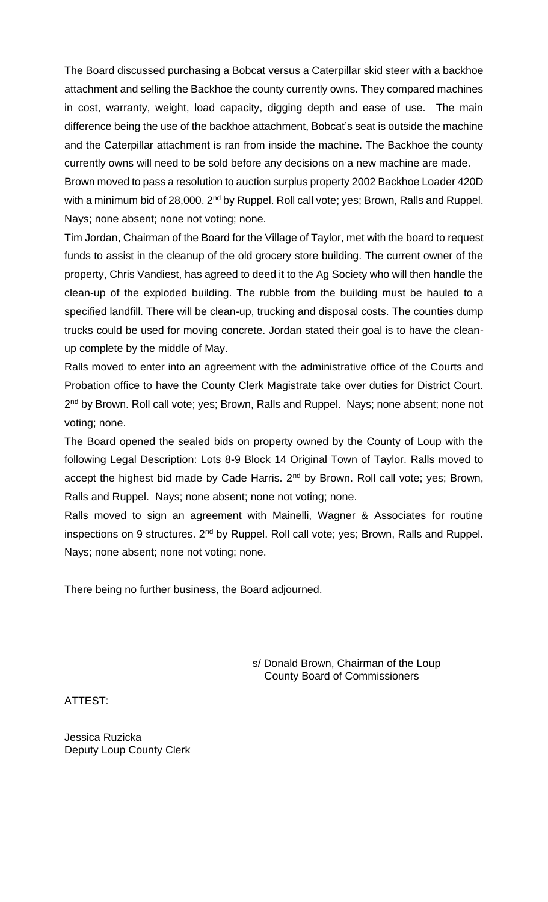The Board discussed purchasing a Bobcat versus a Caterpillar skid steer with a backhoe attachment and selling the Backhoe the county currently owns. They compared machines in cost, warranty, weight, load capacity, digging depth and ease of use. The main difference being the use of the backhoe attachment, Bobcat's seat is outside the machine and the Caterpillar attachment is ran from inside the machine. The Backhoe the county currently owns will need to be sold before any decisions on a new machine are made.

Brown moved to pass a resolution to auction surplus property 2002 Backhoe Loader 420D with a minimum bid of 28,000. 2nd by Ruppel. Roll call vote; yes; Brown, Ralls and Ruppel. Nays; none absent; none not voting; none.

Tim Jordan, Chairman of the Board for the Village of Taylor, met with the board to request funds to assist in the cleanup of the old grocery store building. The current owner of the property, Chris Vandiest, has agreed to deed it to the Ag Society who will then handle the clean-up of the exploded building. The rubble from the building must be hauled to a specified landfill. There will be clean-up, trucking and disposal costs. The counties dump trucks could be used for moving concrete. Jordan stated their goal is to have the clean-up complete by the middle of May.

Ralls moved to enter into an agreement with the administrative office of the Courts and Probation office to have the County Clerk Magistrate take over duties for District Court. 2nd by Brown. Roll call vote; yes; Brown, Ralls and Ruppel. Nays; none absent; none not voting; none.

The Board opened the sealed bids on property owned by the County of Loup with the following Legal Description: Lots 8-9 Block 14 Original Town of Taylor. Ralls moved to accept the highest bid made by Cade Harris. 2nd by Brown. Roll call vote; yes; Brown, Ralls and Ruppel. Nays; none absent; none not voting; none.

Ralls moved to sign an agreement with Mainelli, Wagner & Associates for routine inspections on 9 structures. 2nd by Ruppel. Roll call vote; yes; Brown, Ralls and Ruppel. Nays; none absent; none not voting; none.

There being no further business, the Board adjourned.

s/ Donald Brown, Chairman of the Loup County Board of Commissioners

ATTEST:

Jessica Ruzicka
Deputy Loup County Clerk